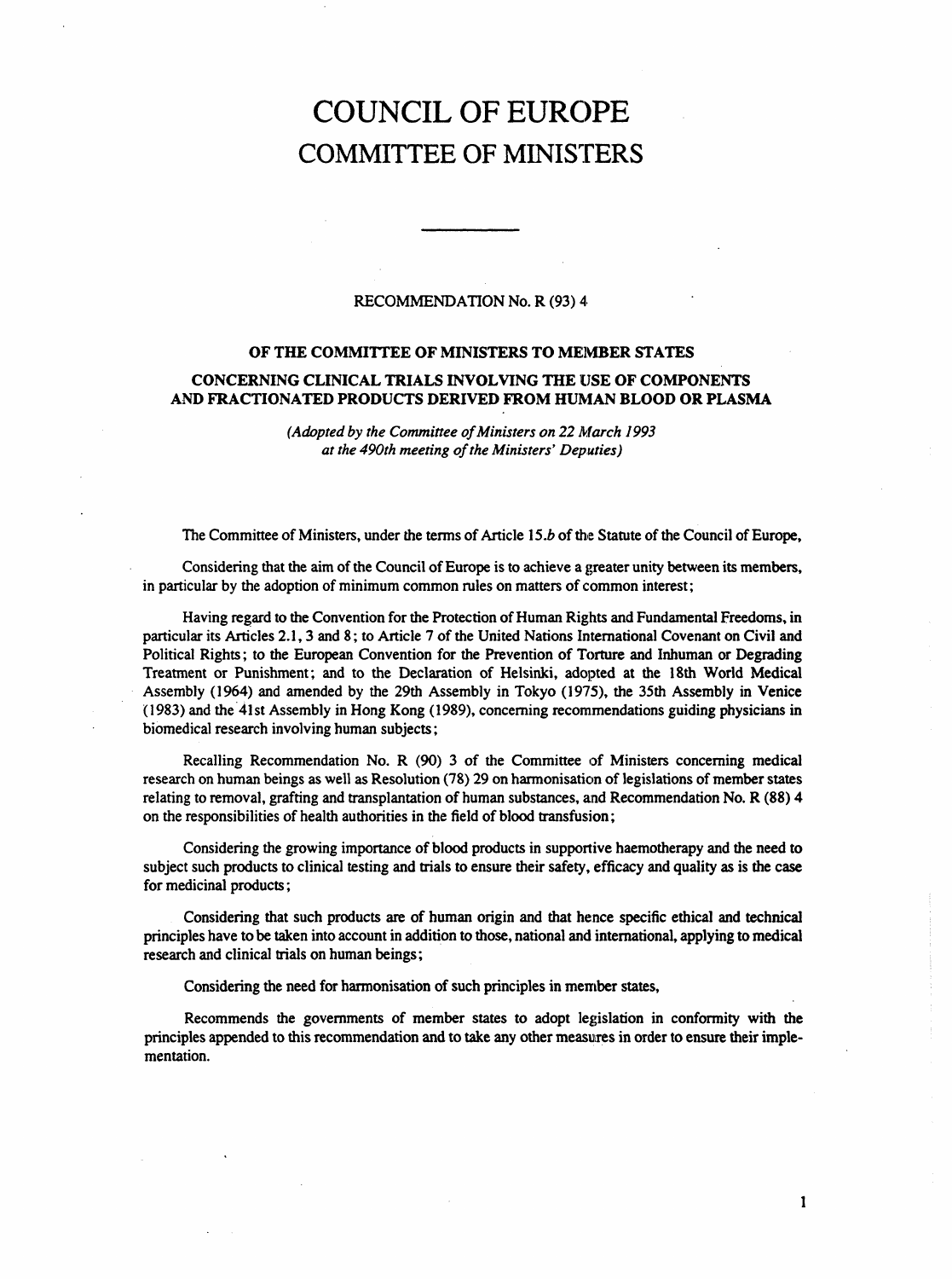# COUNCIL OF EUROPE
## COMMITTEE OF MINISTERS

---

RECOMMENDATION No. R (93) 4

### OF THE COMMITTEE OF MINISTERS TO MEMBER STATES

### CONCERNING CLINICAL TRIALS INVOLVING THE USE OF COMPONENTS AND FRACTIONATED PRODUCTS DERIVED FROM HUMAN BLOOD OR PLASMA

*(Adopted by the Committee of Ministers on 22 March 1993 at the 490th meeting of the Ministers' Deputies)*

The Committee of Ministers, under the terms of Article 15.*b* of the Statute of the Council of Europe,

Considering that the aim of the Council of Europe is to achieve a greater unity between its members, in particular by the adoption of minimum common rules on matters of common interest;

Having regard to the Convention for the Protection of Human Rights and Fundamental Freedoms, in particular its Articles 2.1, 3 and 8; to Article 7 of the United Nations International Covenant on Civil and Political Rights; to the European Convention for the Prevention of Torture and Inhuman or Degrading Treatment or Punishment; and to the Declaration of Helsinki, adopted at the 18th World Medical Assembly (1964) and amended by the 29th Assembly in Tokyo (1975), the 35th Assembly in Venice (1983) and the 41st Assembly in Hong Kong (1989), concerning recommendations guiding physicians in biomedical research involving human subjects;

Recalling Recommendation No. R (90) 3 of the Committee of Ministers concerning medical research on human beings as well as Resolution (78) 29 on harmonisation of legislations of member states relating to removal, grafting and transplantation of human substances, and Recommendation No. R (88) 4 on the responsibilities of health authorities in the field of blood transfusion;

Considering the growing importance of blood products in supportive haemotherapy and the need to subject such products to clinical testing and trials to ensure their safety, efficacy and quality as is the case for medicinal products;

Considering that such products are of human origin and that hence specific ethical and technical principles have to be taken into account in addition to those, national and international, applying to medical research and clinical trials on human beings;

Considering the need for harmonisation of such principles in member states,

Recommends the governments of member states to adopt legislation in conformity with the principles appended to this recommendation and to take any other measures in order to ensure their implementation.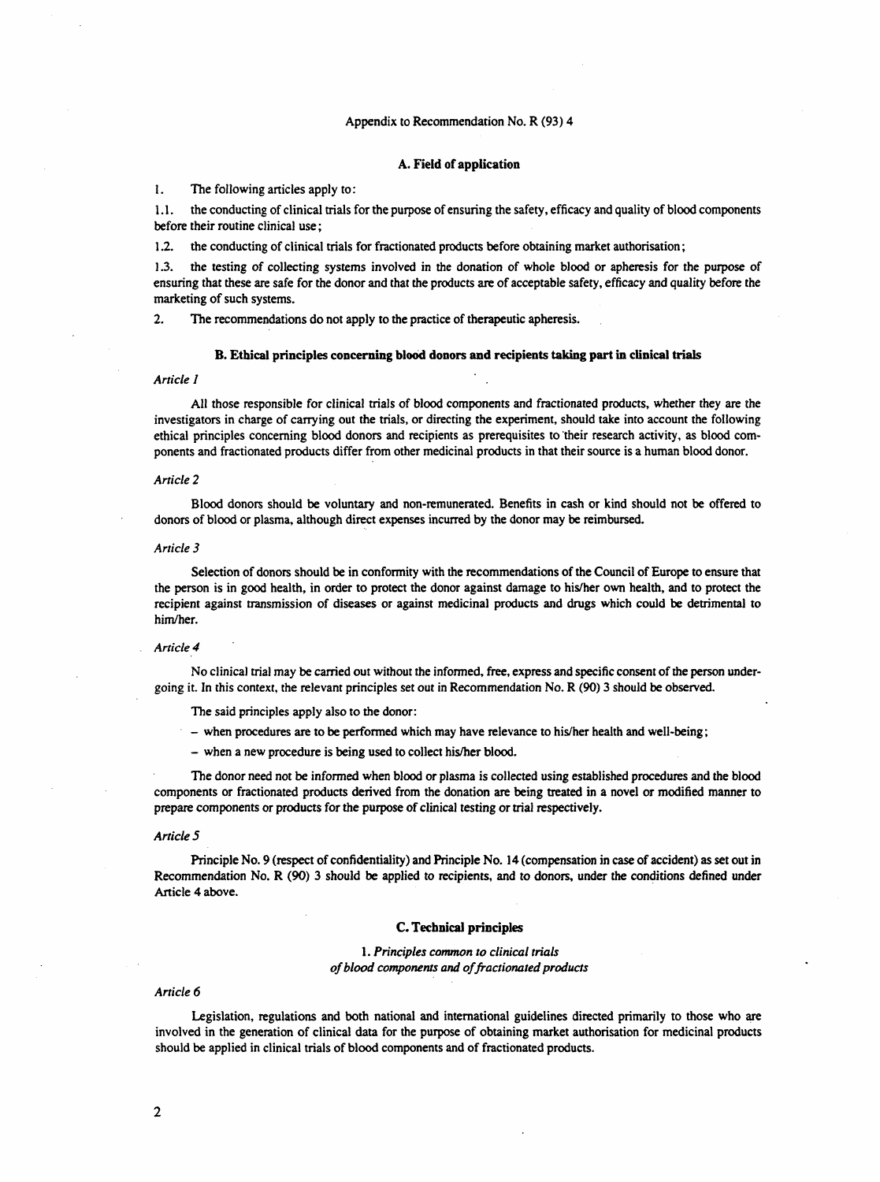Appendix to Recommendation No. R (93) 4

## A. Field of application

1. The following articles apply to:

1.1. the conducting of clinical trials for the purpose of ensuring the safety, efficacy and quality of blood components before their routine clinical use;

1.2. the conducting of clinical trials for fractionated products before obtaining market authorisation;

1.3. the testing of collecting systems involved in the donation of whole blood or apheresis for the purpose of ensuring that these are safe for the donor and that the products are of acceptable safety, efficacy and quality before the marketing of such systems.

2. The recommendations do not apply to the practice of therapeutic apheresis.

## B. Ethical principles concerning blood donors and recipients taking part in clinical trials

*Article 1*

All those responsible for clinical trials of blood components and fractionated products, whether they are the investigators in charge of carrying out the trials, or directing the experiment, should take into account the following ethical principles concerning blood donors and recipients as prerequisites to their research activity, as blood components and fractionated products differ from other medicinal products in that their source is a human blood donor.

*Article 2*

Blood donors should be voluntary and non-remunerated. Benefits in cash or kind should not be offered to donors of blood or plasma, although direct expenses incurred by the donor may be reimbursed.

*Article 3*

Selection of donors should be in conformity with the recommendations of the Council of Europe to ensure that the person is in good health, in order to protect the donor against damage to his/her own health, and to protect the recipient against transmission of diseases or against medicinal products and drugs which could be detrimental to him/her.

*Article 4*

No clinical trial may be carried out without the informed, free, express and specific consent of the person undergoing it. In this context, the relevant principles set out in Recommendation No. R (90) 3 should be observed.

The said principles apply also to the donor:

- when procedures are to be performed which may have relevance to his/her health and well-being;
- when a new procedure is being used to collect his/her blood.

The donor need not be informed when blood or plasma is collected using established procedures and the blood components or fractionated products derived from the donation are being treated in a novel or modified manner to prepare components or products for the purpose of clinical testing or trial respectively.

*Article 5*

Principle No. 9 (respect of confidentiality) and Principle No. 14 (compensation in case of accident) as set out in Recommendation No. R (90) 3 should be applied to recipients, and to donors, under the conditions defined under Article 4 above.

## C. Technical principles

### 1. *Principles common to clinical trials of blood components and of fractionated products*

*Article 6*

Legislation, regulations and both national and international guidelines directed primarily to those who are involved in the generation of clinical data for the purpose of obtaining market authorisation for medicinal products should be applied in clinical trials of blood components and of fractionated products.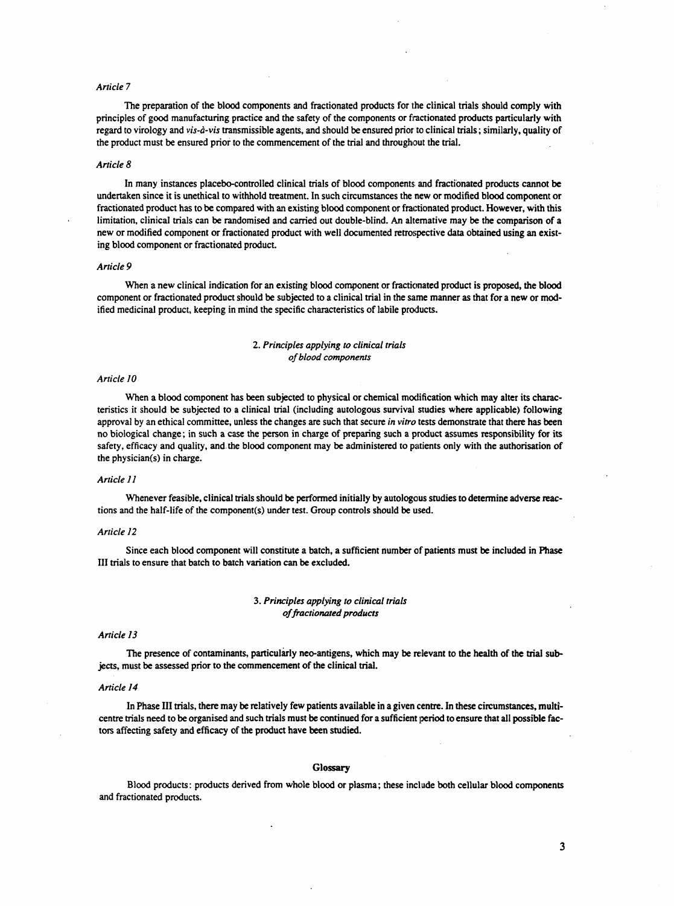*Article 7*

The preparation of the blood components and fractionated products for the clinical trials should comply with principles of good manufacturing practice and the safety of the components or fractionated products particularly with regard to virology and *vis-à-vis* transmissible agents, and should be ensured prior to clinical trials; similarly, quality of the product must be ensured prior to the commencement of the trial and throughout the trial.

*Article 8*

In many instances placebo-controlled clinical trials of blood components and fractionated products cannot be undertaken since it is unethical to withhold treatment. In such circumstances the new or modified blood component or fractionated product has to be compared with an existing blood component or fractionated product. However, with this limitation, clinical trials can be randomised and carried out double-blind. An alternative may be the comparison of a new or modified component or fractionated product with well documented retrospective data obtained using an existing blood component or fractionated product.

*Article 9*

When a new clinical indication for an existing blood component or fractionated product is proposed, the blood component or fractionated product should be subjected to a clinical trial in the same manner as that for a new or modified medicinal product, keeping in mind the specific characteristics of labile products.

## 2. *Principles applying to clinical trials of blood components*

*Article 10*

When a blood component has been subjected to physical or chemical modification which may alter its characteristics it should be subjected to a clinical trial (including autologous survival studies where applicable) following approval by an ethical committee, unless the changes are such that secure *in vitro* tests demonstrate that there has been no biological change; in such a case the person in charge of preparing such a product assumes responsibility for its safety, efficacy and quality, and the blood component may be administered to patients only with the authorisation of the physician(s) in charge.

*Article 11*

Whenever feasible, clinical trials should be performed initially by autologous studies to determine adverse reactions and the half-life of the component(s) under test. Group controls should be used.

*Article 12*

Since each blood component will constitute a batch, a sufficient number of patients must be included in Phase III trials to ensure that batch to batch variation can be excluded.

## 3. *Principles applying to clinical trials of fractionated products*

*Article 13*

The presence of contaminants, particularly neo-antigens, which may be relevant to the health of the trial subjects, must be assessed prior to the commencement of the clinical trial.

*Article 14*

In Phase III trials, there may be relatively few patients available in a given centre. In these circumstances, multicentre trials need to be organised and such trials must be continued for a sufficient period to ensure that all possible factors affecting safety and efficacy of the product have been studied.

## Glossary

Blood products: products derived from whole blood or plasma; these include both cellular blood components and fractionated products.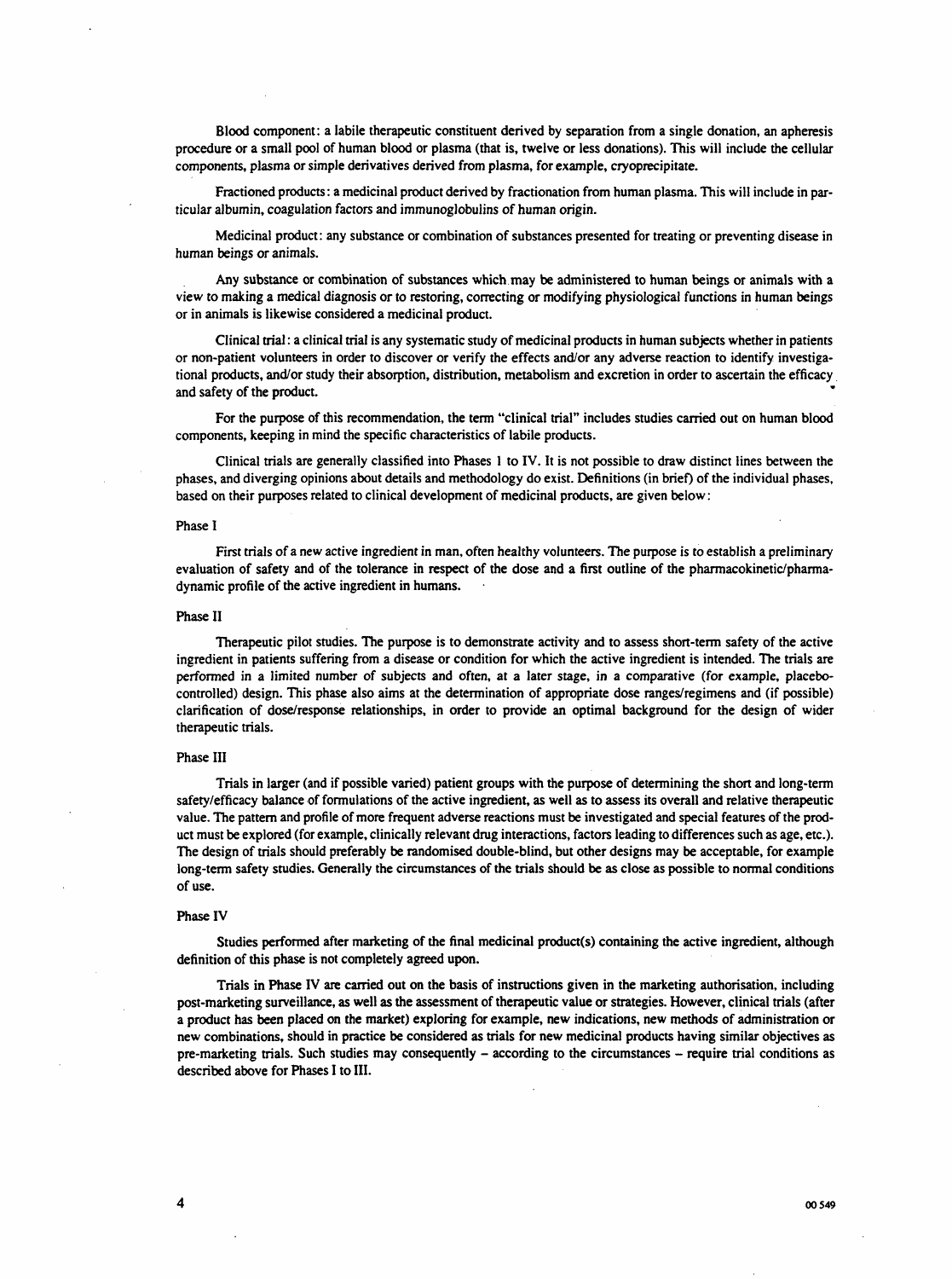Blood component: a labile therapeutic constituent derived by separation from a single donation, an apheresis procedure or a small pool of human blood or plasma (that is, twelve or less donations). This will include the cellular components, plasma or simple derivatives derived from plasma, for example, cryoprecipitate.

Fractioned products: a medicinal product derived by fractionation from human plasma. This will include in particular albumin, coagulation factors and immunoglobulins of human origin.

Medicinal product: any substance or combination of substances presented for treating or preventing disease in human beings or animals.

Any substance or combination of substances which may be administered to human beings or animals with a view to making a medical diagnosis or to restoring, correcting or modifying physiological functions in human beings or in animals is likewise considered a medicinal product.

Clinical trial: a clinical trial is any systematic study of medicinal products in human subjects whether in patients or non-patient volunteers in order to discover or verify the effects and/or any adverse reaction to identify investigational products, and/or study their absorption, distribution, metabolism and excretion in order to ascertain the efficacy and safety of the product.

For the purpose of this recommendation, the term "clinical trial" includes studies carried out on human blood components, keeping in mind the specific characteristics of labile products.

Clinical trials are generally classified into Phases 1 to IV. It is not possible to draw distinct lines between the phases, and diverging opinions about details and methodology do exist. Definitions (in brief) of the individual phases, based on their purposes related to clinical development of medicinal products, are given below:

### Phase I

First trials of a new active ingredient in man, often healthy volunteers. The purpose is to establish a preliminary evaluation of safety and of the tolerance in respect of the dose and a first outline of the pharmacokinetic/pharmadynamic profile of the active ingredient in humans.

### Phase II

Therapeutic pilot studies. The purpose is to demonstrate activity and to assess short-term safety of the active ingredient in patients suffering from a disease or condition for which the active ingredient is intended. The trials are performed in a limited number of subjects and often, at a later stage, in a comparative (for example, placebo-controlled) design. This phase also aims at the determination of appropriate dose ranges/regimens and (if possible) clarification of dose/response relationships, in order to provide an optimal background for the design of wider therapeutic trials.

### Phase III

Trials in larger (and if possible varied) patient groups with the purpose of determining the short and long-term safety/efficacy balance of formulations of the active ingredient, as well as to assess its overall and relative therapeutic value. The pattern and profile of more frequent adverse reactions must be investigated and special features of the product must be explored (for example, clinically relevant drug interactions, factors leading to differences such as age, etc.). The design of trials should preferably be randomised double-blind, but other designs may be acceptable, for example long-term safety studies. Generally the circumstances of the trials should be as close as possible to normal conditions of use.

### Phase IV

Studies performed after marketing of the final medicinal product(s) containing the active ingredient, although definition of this phase is not completely agreed upon.

Trials in Phase IV are carried out on the basis of instructions given in the marketing authorisation, including post-marketing surveillance, as well as the assessment of therapeutic value or strategies. However, clinical trials (after a product has been placed on the market) exploring for example, new indications, new methods of administration or new combinations, should in practice be considered as trials for new medicinal products having similar objectives as pre-marketing trials. Such studies may consequently – according to the circumstances – require trial conditions as described above for Phases I to III.